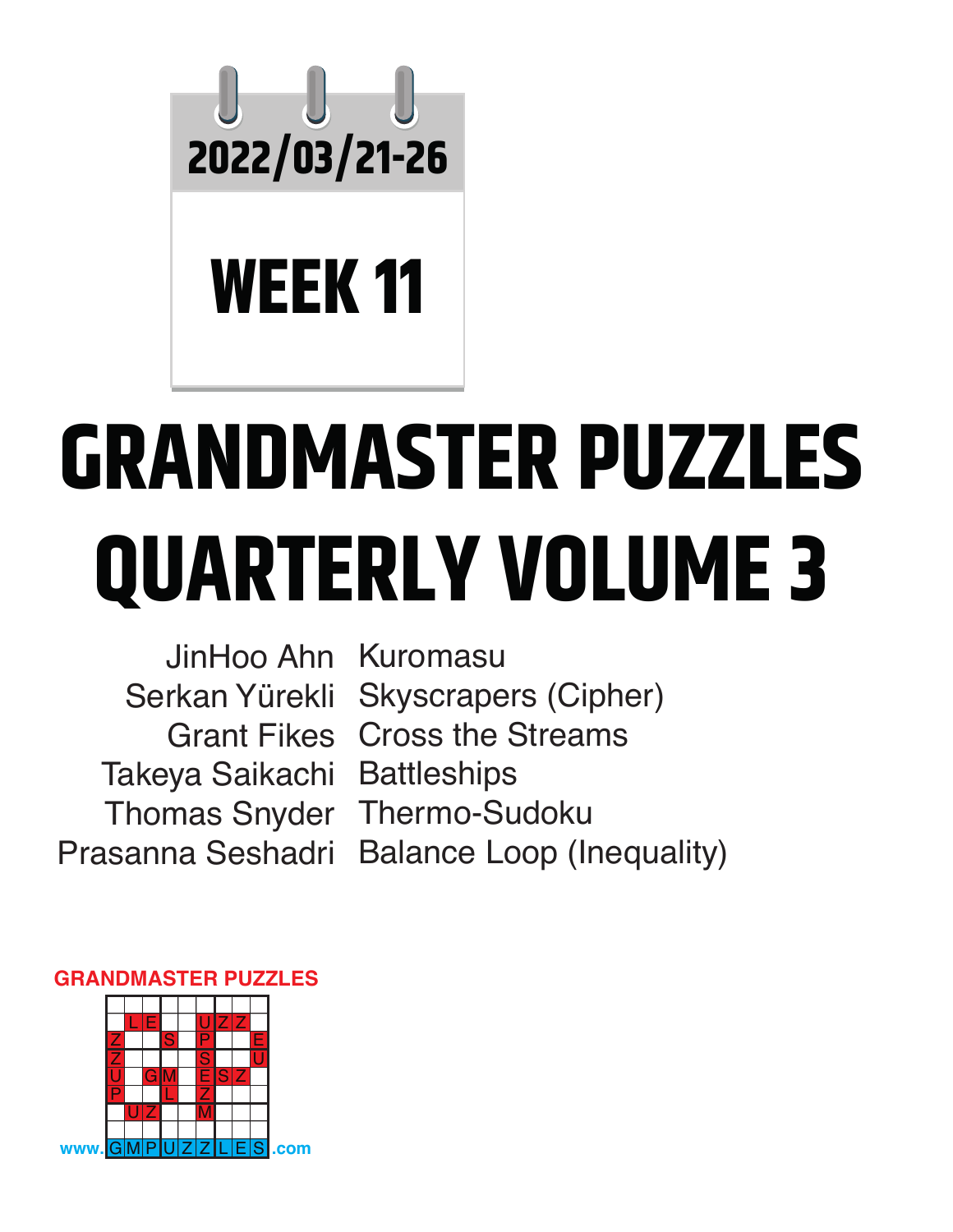2022/03/21-26

WEEK 11

# GRANDMASTER PUZZLES QUARTERLY VOLUME 3

| | |
|---|---|
| JinHoo Ahn | Kuromasu |
| Serkan Yürekli | Skyscrapers (Cipher) |
| Grant Fikes | Cross the Streams |
| Takeya Saikachi | Battleships |
| Thomas Snyder | Thermo-Sudoku |
| Prasanna Seshadri | Balance Loop (Inequality) |

GRANDMASTER PUZZLES

www.GMPUZZLES.com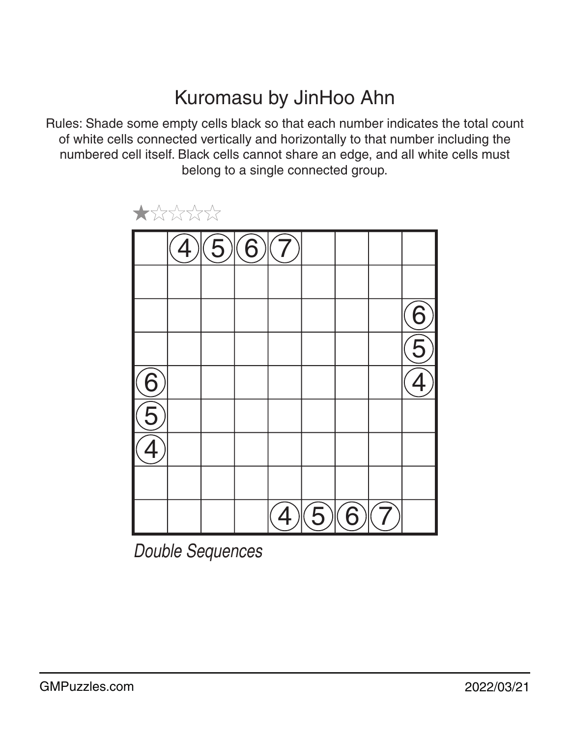# Kuromasu by JinHoo Ahn

Rules: Shade some empty cells black so that each number indicates the total count of white cells connected vertically and horizontally to that number including the numbered cell itself. Black cells cannot share an edge, and all white cells must belong to a single connected group.

★☆☆☆☆

|   |   |   |   |   |   |   |   |   |
|---|---|---|---|---|---|---|---|---|
|   | 4 | 5 | 6 | 7 |   |   |   |   |
|   |   |   |   |   |   |   |   |   |
|   |   |   |   |   |   |   |   | 6 |
|   |   |   |   |   |   |   |   | 5 |
| 6 |   |   |   |   |   |   |   | 4 |
| 5 |   |   |   |   |   |   |   |   |
| 4 |   |   |   |   |   |   |   |   |
|   |   |   |   |   |   |   |   |   |
|   |   |   |   | 4 | 5 | 6 | 7 |   |

*Double Sequences*

GMPuzzles.com 2022/03/21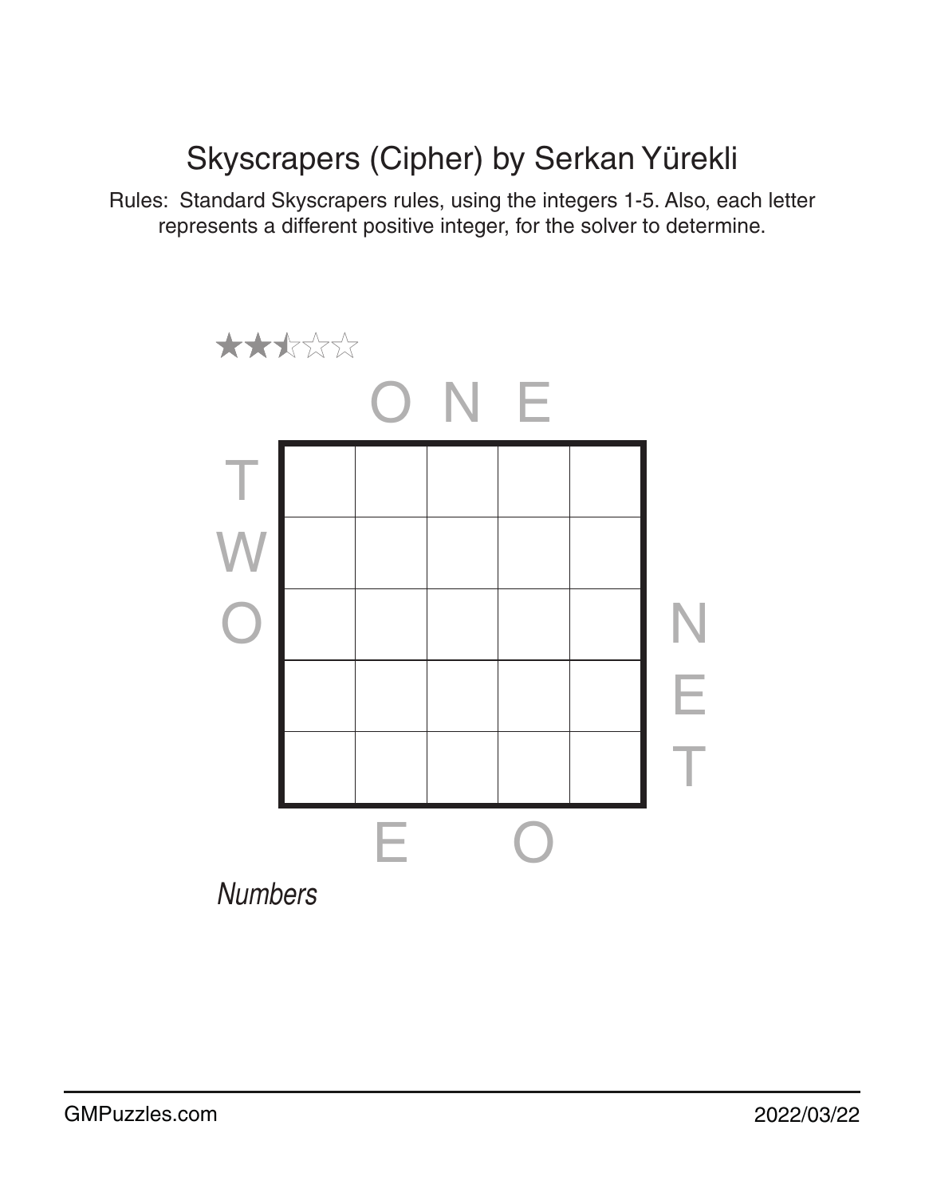# Skyscrapers (Cipher) by Serkan Yürekli

Rules: Standard Skyscrapers rules, using the integers 1-5. Also, each letter represents a different positive integer, for the solver to determine.

★★½☆☆

|   | O | N | E |   |   |   |
|---|---|---|---|---|---|---|
| T |   |   |   |   |   |   |
| W |   |   |   |   |   |   |
| O |   |   |   |   |   | N |
|   |   |   |   |   |   | E |
|   |   |   |   |   |   | T |
|   | E |   | O |   |   |   |

*Numbers*

GMPuzzles.com

2022/03/22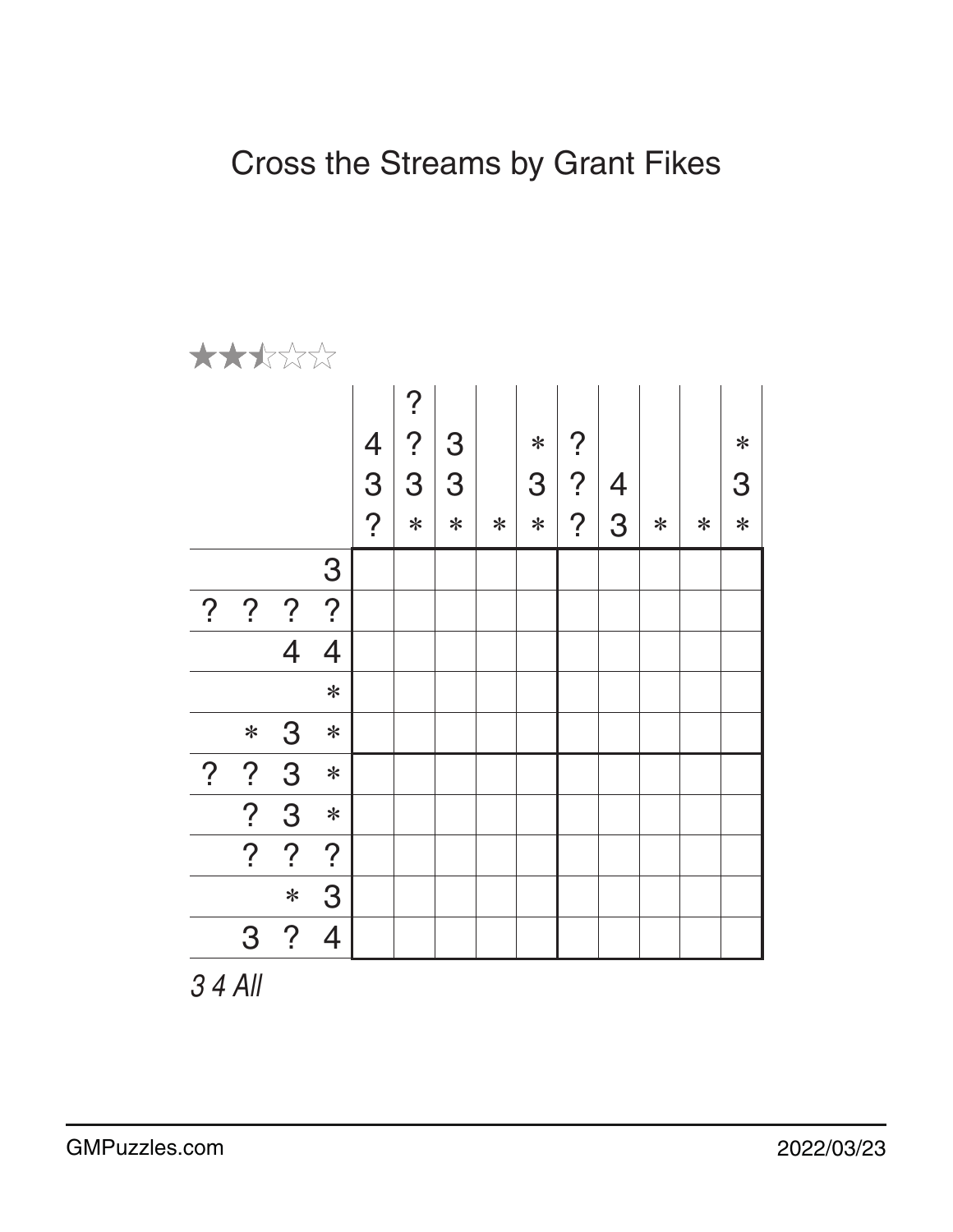# Cross the Streams by Grant Fikes

★★☆☆☆ (2.5 stars)

| | 4 3 ? | ? ? 3 * | 3 3 * | * | * 3 * | ? ? ? | 4 3 | * | * | * 3 * |
|---|---|---|---|---|---|---|---|---|---|---|
| 3 | | | | | | | | | | |
| ? ? ? ? | | | | | | | | | | |
| 4 4 | | | | | | | | | | |
| * | | | | | | | | | | |
| * 3 * | | | | | | | | | | |
| ? ? 3 * | | | | | | | | | | |
| ? 3 * | | | | | | | | | | |
| ? ? ? | | | | | | | | | | |
| * 3 | | | | | | | | | | |
| 3 ? 4 | | | | | | | | | | |

*3 4 All*

GMPuzzles.com 2022/03/23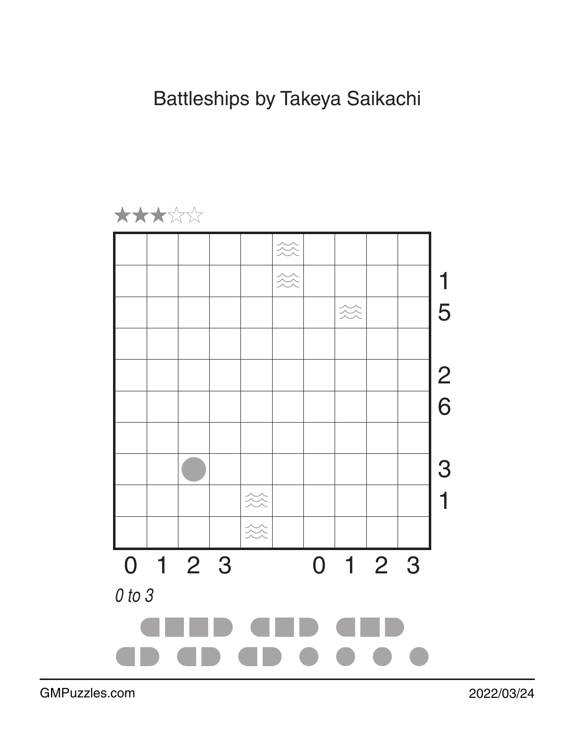# Battleships by Takeya Saikachi

★★★☆☆

|   |   |   |   |   |   |   |   |   |   |   |
|---|---|---|---|---|---|---|---|---|---|---|
|   |   |   |   |   | ≈ |   |   |   |   |   |
|   |   |   |   |   | ≈ |   |   |   |   | 1 |
|   |   |   |   |   |   |   | ≈ |   |   | 5 |
|   |   |   |   |   |   |   |   |   |   |   |
|   |   |   |   |   |   |   |   |   |   | 2 |
|   |   |   |   |   |   |   |   |   |   | 6 |
|   |   |   |   |   |   |   |   |   |   |   |
|   |   | ● |   |   |   |   |   |   |   | 3 |
|   |   |   |   | ≈ |   |   |   |   |   | 1 |
|   |   |   |   | ≈ |   |   |   |   |   |   |
| 0 | 1 | 2 | 3 |   |   | 0 | 1 | 2 | 3 |   |

*0 to 3*

Fleet: 1 × battleship (4 cells), 2 × cruisers (3 cells), 3 × destroyers (2 cells), 4 × submarines (1 cell)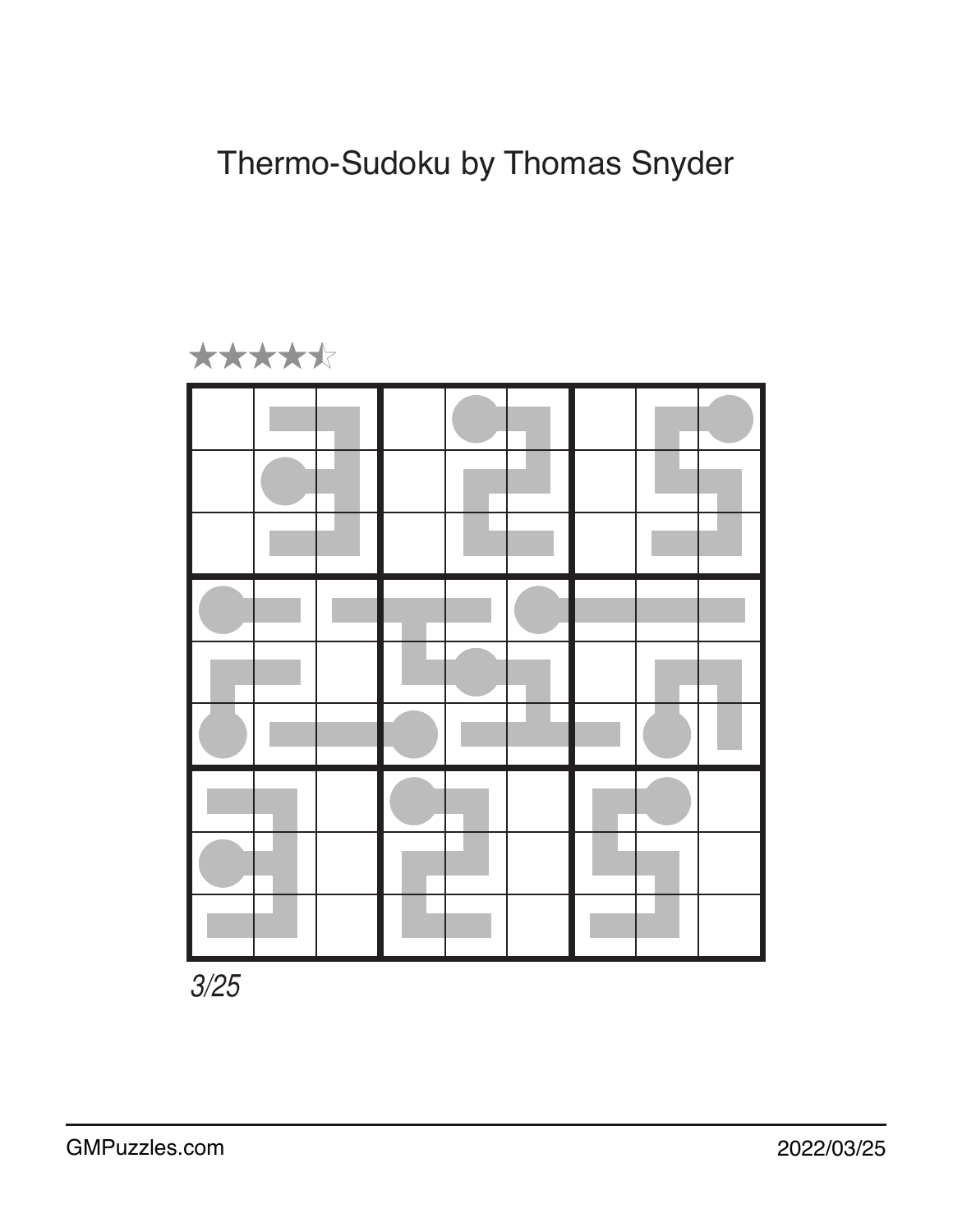# Thermo-Sudoku by Thomas Snyder

★★★★☆

|   |   |   |   |   |   |   |   |   |
|---|---|---|---|---|---|---|---|---|
|   |   |   |   |   |   |   |   |   |
|   |   |   |   |   |   |   |   |   |
|   |   |   |   |   |   |   |   |   |
|   |   |   |   |   |   |   |   |   |
|   |   |   |   |   |   |   |   |   |
|   |   |   |   |   |   |   |   |   |
|   |   |   |   |   |   |   |   |   |
|   |   |   |   |   |   |   |   |   |
|   |   |   |   |   |   |   |   |   |

*3/25*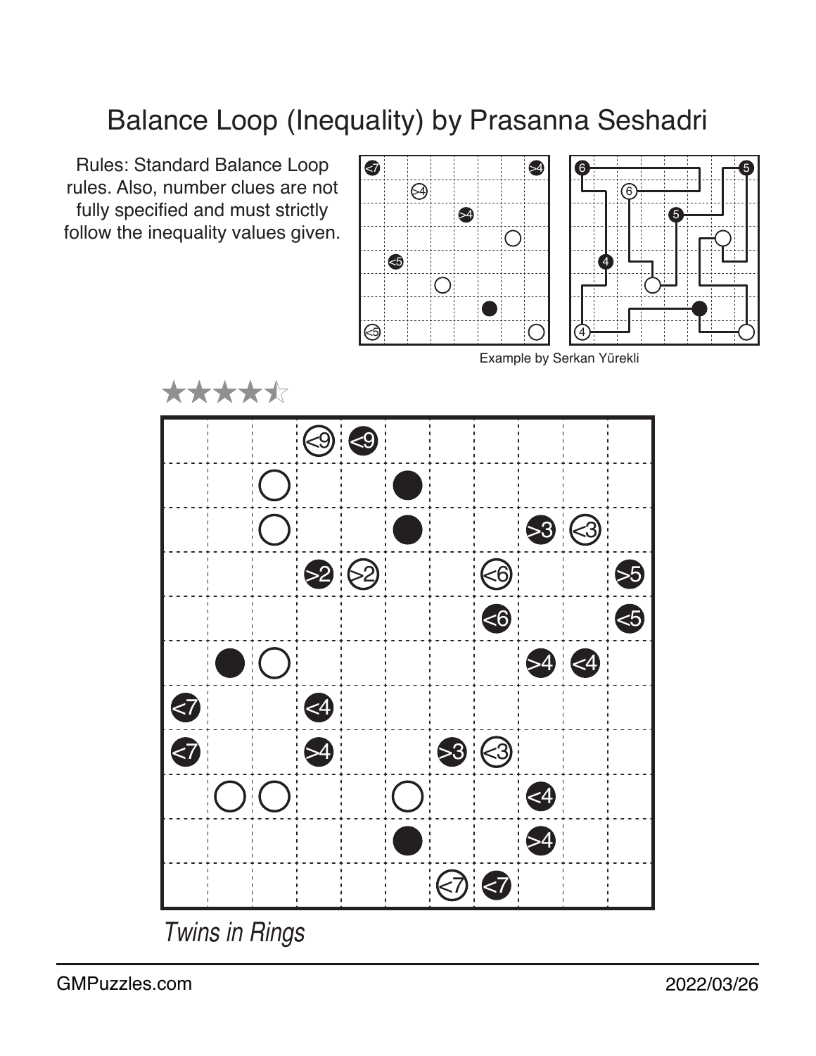# Balance Loop (Inequality) by Prasanna Seshadri

Rules: Standard Balance Loop rules. Also, number clues are not fully specified and must strictly follow the inequality values given.

Example by Serkan Yürekli

★★★★☆

*Twins in Rings*

GMPuzzles.com

2022/03/26